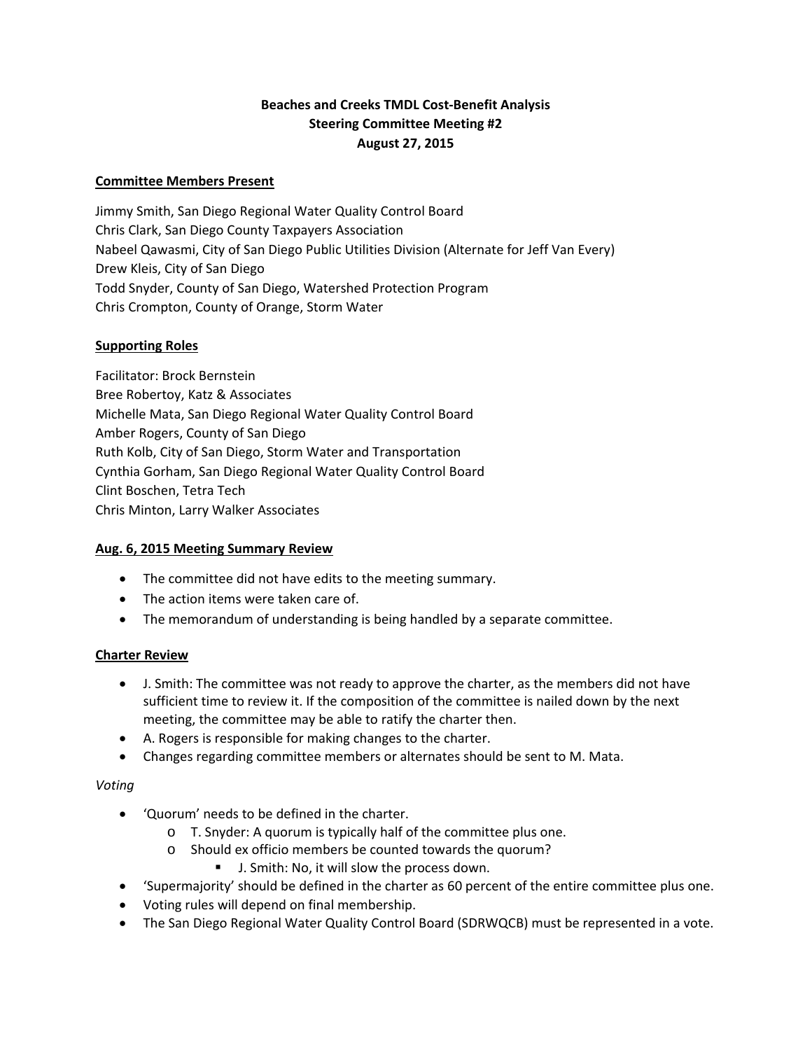**Beaches and Creeks TMDL Cost-Benefit Analysis**
**Steering Committee Meeting #2**
**August 27, 2015**

## Committee Members Present

Jimmy Smith, San Diego Regional Water Quality Control Board
Chris Clark, San Diego County Taxpayers Association
Nabeel Qawasmi, City of San Diego Public Utilities Division (Alternate for Jeff Van Every)
Drew Kleis, City of San Diego
Todd Snyder, County of San Diego, Watershed Protection Program
Chris Crompton, County of Orange, Storm Water

## Supporting Roles

Facilitator: Brock Bernstein
Bree Robertoy, Katz & Associates
Michelle Mata, San Diego Regional Water Quality Control Board
Amber Rogers, County of San Diego
Ruth Kolb, City of San Diego, Storm Water and Transportation
Cynthia Gorham, San Diego Regional Water Quality Control Board
Clint Boschen, Tetra Tech
Chris Minton, Larry Walker Associates

## Aug. 6, 2015 Meeting Summary Review

- The committee did not have edits to the meeting summary.
- The action items were taken care of.
- The memorandum of understanding is being handled by a separate committee.

## Charter Review

- J. Smith: The committee was not ready to approve the charter, as the members did not have sufficient time to review it. If the composition of the committee is nailed down by the next meeting, the committee may be able to ratify the charter then.
- A. Rogers is responsible for making changes to the charter.
- Changes regarding committee members or alternates should be sent to M. Mata.

*Voting*

- 'Quorum' needs to be defined in the charter.
  - T. Snyder: A quorum is typically half of the committee plus one.
  - Should ex officio members be counted towards the quorum?
    - J. Smith: No, it will slow the process down.
- 'Supermajority' should be defined in the charter as 60 percent of the entire committee plus one.
- Voting rules will depend on final membership.
- The San Diego Regional Water Quality Control Board (SDRWQCB) must be represented in a vote.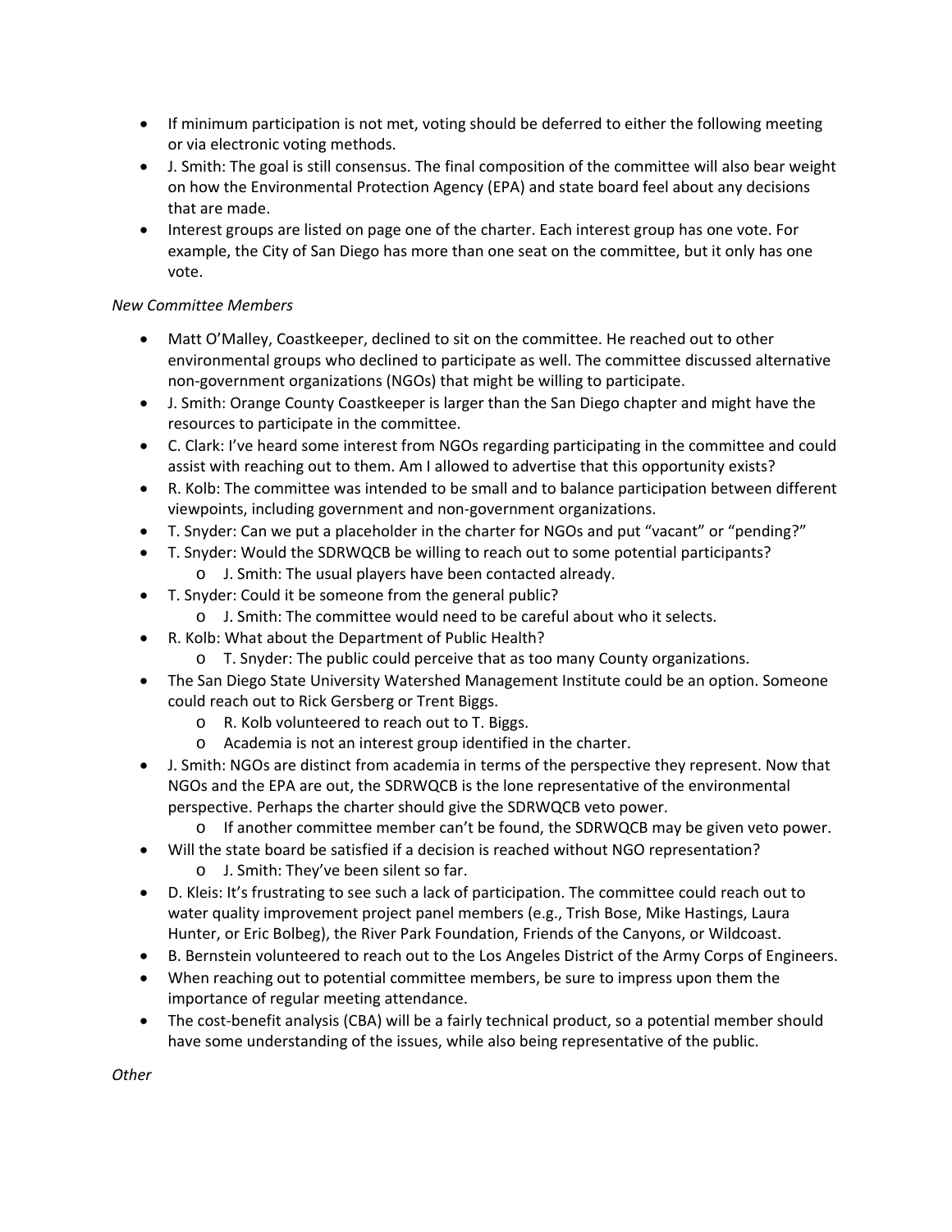- If minimum participation is not met, voting should be deferred to either the following meeting or via electronic voting methods.
- J. Smith: The goal is still consensus. The final composition of the committee will also bear weight on how the Environmental Protection Agency (EPA) and state board feel about any decisions that are made.
- Interest groups are listed on page one of the charter. Each interest group has one vote. For example, the City of San Diego has more than one seat on the committee, but it only has one vote.

*New Committee Members*

- Matt O'Malley, Coastkeeper, declined to sit on the committee. He reached out to other environmental groups who declined to participate as well. The committee discussed alternative non-government organizations (NGOs) that might be willing to participate.
- J. Smith: Orange County Coastkeeper is larger than the San Diego chapter and might have the resources to participate in the committee.
- C. Clark: I've heard some interest from NGOs regarding participating in the committee and could assist with reaching out to them. Am I allowed to advertise that this opportunity exists?
- R. Kolb: The committee was intended to be small and to balance participation between different viewpoints, including government and non-government organizations.
- T. Snyder: Can we put a placeholder in the charter for NGOs and put "vacant" or "pending?"
- T. Snyder: Would the SDRWQCB be willing to reach out to some potential participants?
  - J. Smith: The usual players have been contacted already.
- T. Snyder: Could it be someone from the general public?
  - J. Smith: The committee would need to be careful about who it selects.
- R. Kolb: What about the Department of Public Health?
  - T. Snyder: The public could perceive that as too many County organizations.
- The San Diego State University Watershed Management Institute could be an option. Someone could reach out to Rick Gersberg or Trent Biggs.
  - R. Kolb volunteered to reach out to T. Biggs.
  - Academia is not an interest group identified in the charter.
- J. Smith: NGOs are distinct from academia in terms of the perspective they represent. Now that NGOs and the EPA are out, the SDRWQCB is the lone representative of the environmental perspective. Perhaps the charter should give the SDRWQCB veto power.
  - If another committee member can't be found, the SDRWQCB may be given veto power.
- Will the state board be satisfied if a decision is reached without NGO representation?
  - J. Smith: They've been silent so far.
- D. Kleis: It's frustrating to see such a lack of participation. The committee could reach out to water quality improvement project panel members (e.g., Trish Bose, Mike Hastings, Laura Hunter, or Eric Bolbeg), the River Park Foundation, Friends of the Canyons, or Wildcoast.
- B. Bernstein volunteered to reach out to the Los Angeles District of the Army Corps of Engineers.
- When reaching out to potential committee members, be sure to impress upon them the importance of regular meeting attendance.
- The cost-benefit analysis (CBA) will be a fairly technical product, so a potential member should have some understanding of the issues, while also being representative of the public.

*Other*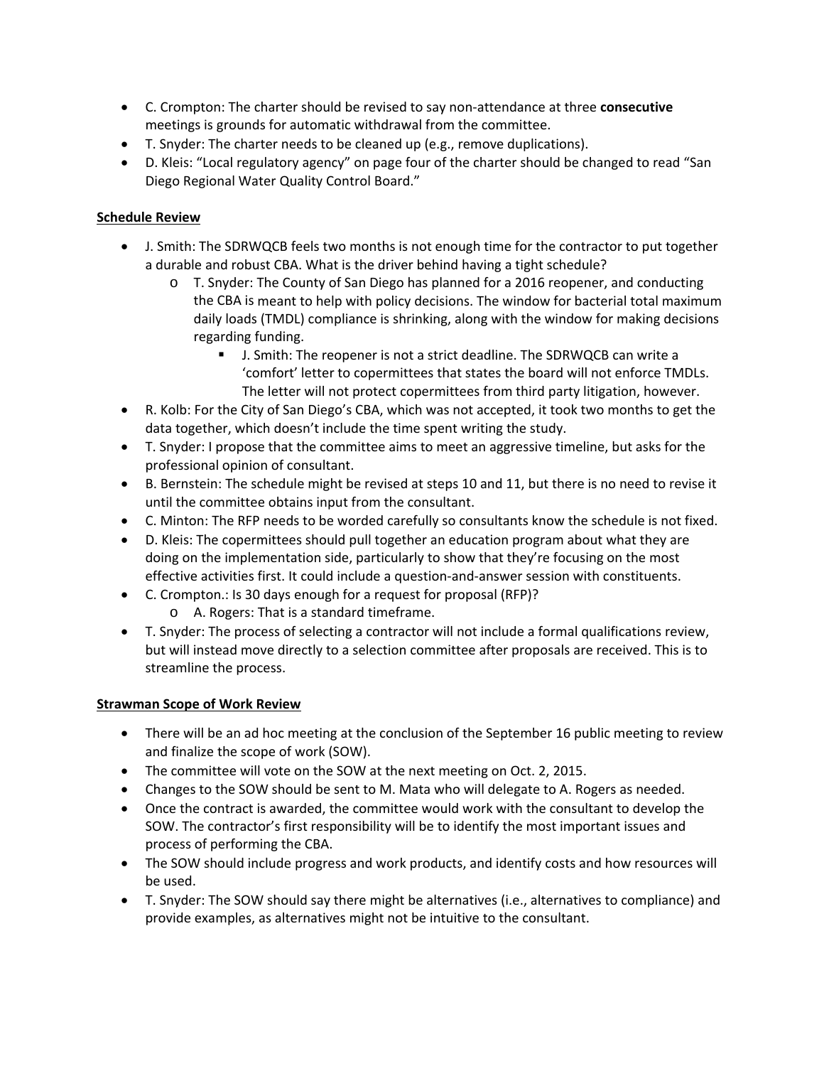- C. Crompton: The charter should be revised to say non-attendance at three **consecutive** meetings is grounds for automatic withdrawal from the committee.
- T. Snyder: The charter needs to be cleaned up (e.g., remove duplications).
- D. Kleis: "Local regulatory agency" on page four of the charter should be changed to read "San Diego Regional Water Quality Control Board."

**Schedule Review**

- J. Smith: The SDRWQCB feels two months is not enough time for the contractor to put together a durable and robust CBA. What is the driver behind having a tight schedule?
    - T. Snyder: The County of San Diego has planned for a 2016 reopener, and conducting the CBA is meant to help with policy decisions. The window for bacterial total maximum daily loads (TMDL) compliance is shrinking, along with the window for making decisions regarding funding.
        - J. Smith: The reopener is not a strict deadline. The SDRWQCB can write a 'comfort' letter to copermittees that states the board will not enforce TMDLs. The letter will not protect copermittees from third party litigation, however.
- R. Kolb: For the City of San Diego's CBA, which was not accepted, it took two months to get the data together, which doesn't include the time spent writing the study.
- T. Snyder: I propose that the committee aims to meet an aggressive timeline, but asks for the professional opinion of consultant.
- B. Bernstein: The schedule might be revised at steps 10 and 11, but there is no need to revise it until the committee obtains input from the consultant.
- C. Minton: The RFP needs to be worded carefully so consultants know the schedule is not fixed.
- D. Kleis: The copermittees should pull together an education program about what they are doing on the implementation side, particularly to show that they're focusing on the most effective activities first. It could include a question-and-answer session with constituents.
- C. Crompton.: Is 30 days enough for a request for proposal (RFP)?
    - A. Rogers: That is a standard timeframe.
- T. Snyder: The process of selecting a contractor will not include a formal qualifications review, but will instead move directly to a selection committee after proposals are received. This is to streamline the process.

**Strawman Scope of Work Review**

- There will be an ad hoc meeting at the conclusion of the September 16 public meeting to review and finalize the scope of work (SOW).
- The committee will vote on the SOW at the next meeting on Oct. 2, 2015.
- Changes to the SOW should be sent to M. Mata who will delegate to A. Rogers as needed.
- Once the contract is awarded, the committee would work with the consultant to develop the SOW. The contractor's first responsibility will be to identify the most important issues and process of performing the CBA.
- The SOW should include progress and work products, and identify costs and how resources will be used.
- T. Snyder: The SOW should say there might be alternatives (i.e., alternatives to compliance) and provide examples, as alternatives might not be intuitive to the consultant.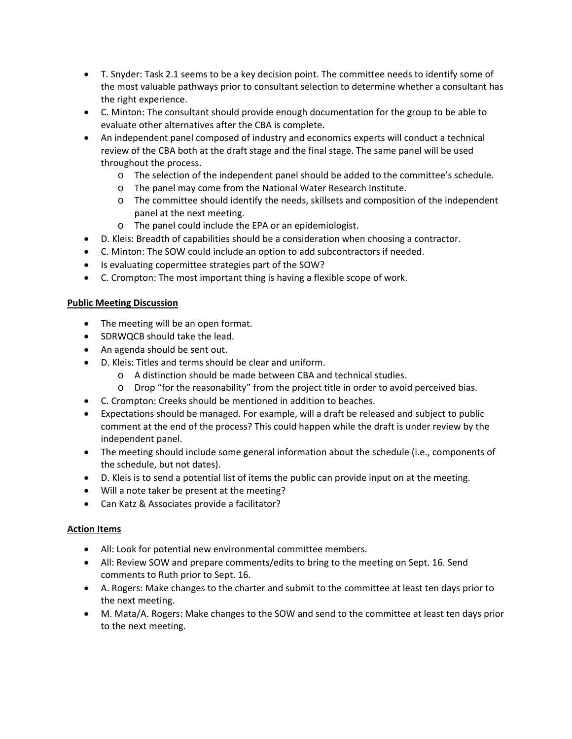- T. Snyder: Task 2.1 seems to be a key decision point. The committee needs to identify some of the most valuable pathways prior to consultant selection to determine whether a consultant has the right experience.
- C. Minton: The consultant should provide enough documentation for the group to be able to evaluate other alternatives after the CBA is complete.
- An independent panel composed of industry and economics experts will conduct a technical review of the CBA both at the draft stage and the final stage. The same panel will be used throughout the process.
  - The selection of the independent panel should be added to the committee's schedule.
  - The panel may come from the National Water Research Institute.
  - The committee should identify the needs, skillsets and composition of the independent panel at the next meeting.
  - The panel could include the EPA or an epidemiologist.
- D. Kleis: Breadth of capabilities should be a consideration when choosing a contractor.
- C. Minton: The SOW could include an option to add subcontractors if needed.
- Is evaluating copermittee strategies part of the SOW?
- C. Crompton: The most important thing is having a flexible scope of work.

**Public Meeting Discussion**

- The meeting will be an open format.
- SDRWQCB should take the lead.
- An agenda should be sent out.
- D. Kleis: Titles and terms should be clear and uniform.
  - A distinction should be made between CBA and technical studies.
  - Drop "for the reasonability" from the project title in order to avoid perceived bias.
- C. Crompton: Creeks should be mentioned in addition to beaches.
- Expectations should be managed. For example, will a draft be released and subject to public comment at the end of the process? This could happen while the draft is under review by the independent panel.
- The meeting should include some general information about the schedule (i.e., components of the schedule, but not dates).
- D. Kleis is to send a potential list of items the public can provide input on at the meeting.
- Will a note taker be present at the meeting?
- Can Katz & Associates provide a facilitator?

**Action Items**

- All: Look for potential new environmental committee members.
- All: Review SOW and prepare comments/edits to bring to the meeting on Sept. 16. Send comments to Ruth prior to Sept. 16.
- A. Rogers: Make changes to the charter and submit to the committee at least ten days prior to the next meeting.
- M. Mata/A. Rogers: Make changes to the SOW and send to the committee at least ten days prior to the next meeting.